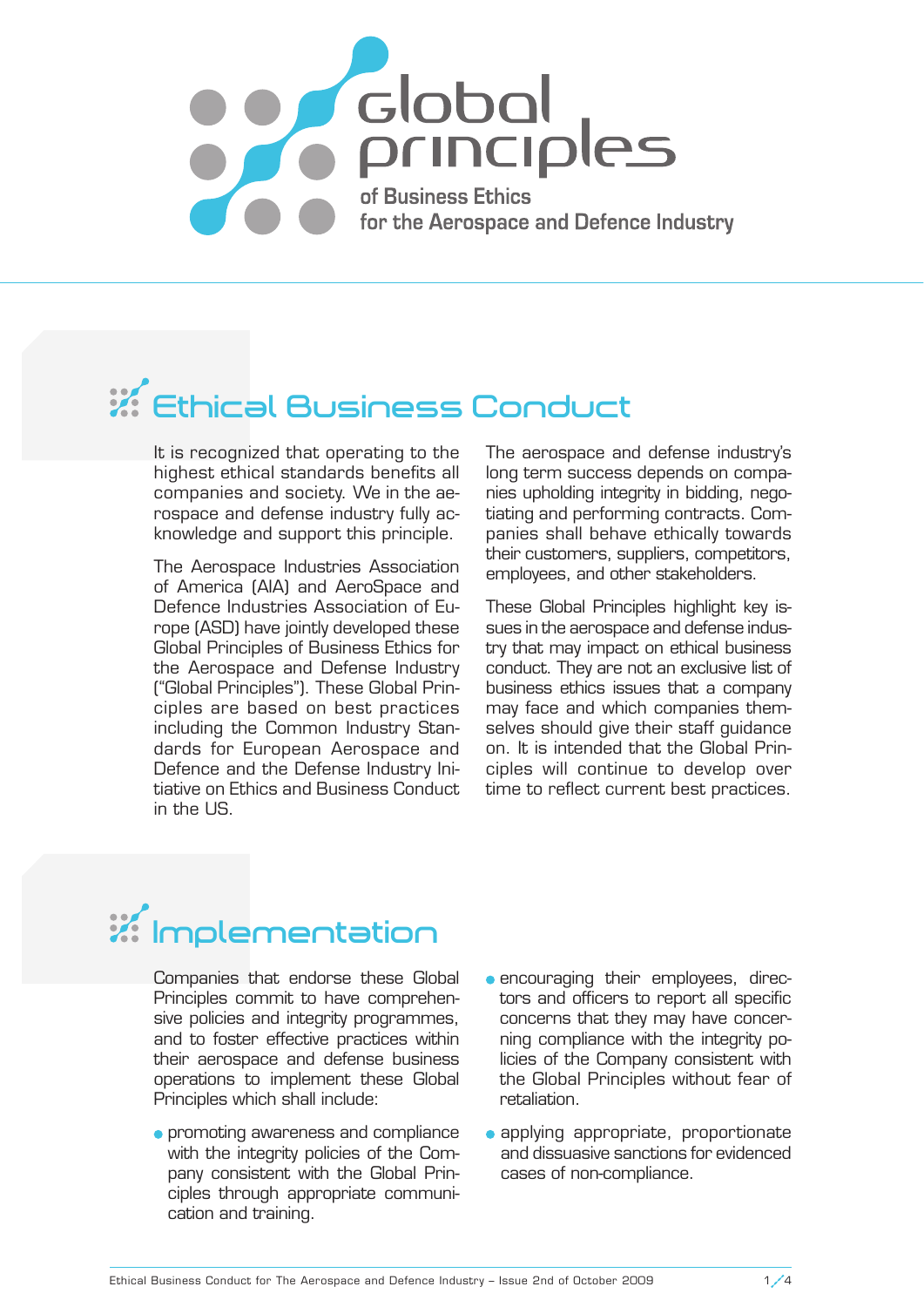# global principles

**of Business Ethics for the Aerospace and Defence Industry**

## Ethical Business Conduct

It is recognized that operating to the highest ethical standards benefits all companies and society. We in the aerospace and defense industry fully acknowledge and support this principle.

The Aerospace Industries Association of America (AIA) and AeroSpace and Defence Industries Association of Europe (ASD) have jointly developed these Global Principles of Business Ethics for the Aerospace and Defense Industry ("Global Principles"). These Global Principles are based on best practices including the Common Industry Standards for European Aerospace and Defence and the Defense Industry Initiative on Ethics and Business Conduct in the US.

The aerospace and defense industry's long term success depends on companies upholding integrity in bidding, negotiating and performing contracts. Companies shall behave ethically towards their customers, suppliers, competitors, employees, and other stakeholders.

These Global Principles highlight key issues in the aerospace and defense industry that may impact on ethical business conduct. They are not an exclusive list of business ethics issues that a company may face and which companies themselves should give their staff guidance on. It is intended that the Global Principles will continue to develop over time to reflect current best practices.

## Implementation

Companies that endorse these Global Principles commit to have comprehensive policies and integrity programmes, and to foster effective practices within their aerospace and defense business operations to implement these Global Principles which shall include:

- promoting awareness and compliance with the integrity policies of the Company consistent with the Global Principles through appropriate communication and training.
- encouraging their employees, directors and officers to report all specific concerns that they may have concerning compliance with the integrity policies of the Company consistent with the Global Principles without fear of retaliation.
- applying appropriate, proportionate and dissuasive sanctions for evidenced cases of non-compliance.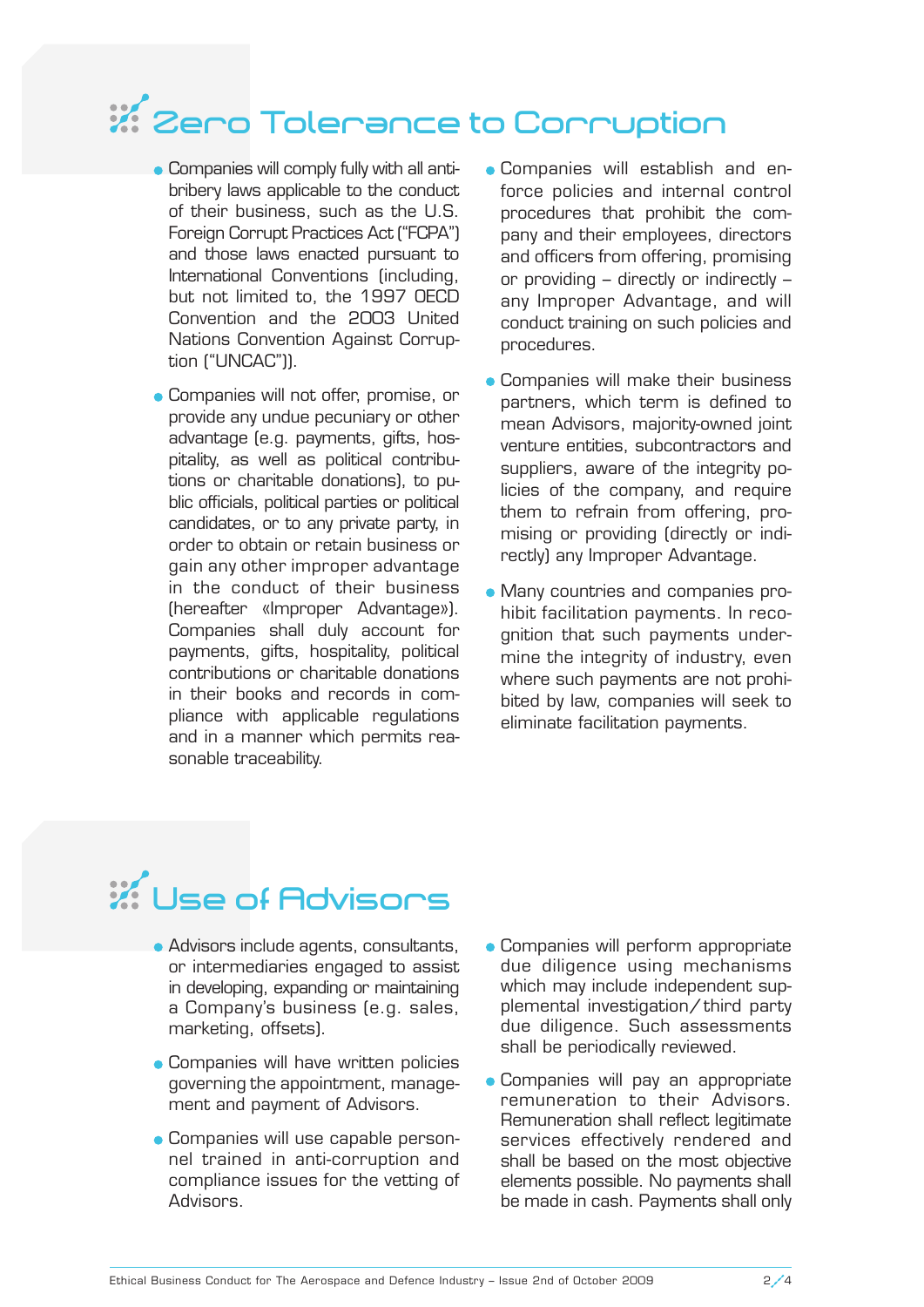# Zero Tolerance to Corruption

- Companies will comply fully with all anti-bribery laws applicable to the conduct of their business, such as the U.S. Foreign Corrupt Practices Act ("FCPA") and those laws enacted pursuant to International Conventions (including, but not limited to, the 1997 OECD Convention and the 2003 United Nations Convention Against Corruption ("UNCAC")).

- Companies will not offer, promise, or provide any undue pecuniary or other advantage (e.g. payments, gifts, hospitality, as well as political contributions or charitable donations), to public officials, political parties or political candidates, or to any private party, in order to obtain or retain business or gain any other improper advantage in the conduct of their business (hereafter «Improper Advantage»). Companies shall duly account for payments, gifts, hospitality, political contributions or charitable donations in their books and records in compliance with applicable regulations and in a manner which permits reasonable traceability.

- Companies will establish and enforce policies and internal control procedures that prohibit the company and their employees, directors and officers from offering, promising or providing – directly or indirectly – any Improper Advantage, and will conduct training on such policies and procedures.

- Companies will make their business partners, which term is defined to mean Advisors, majority-owned joint venture entities, subcontractors and suppliers, aware of the integrity policies of the company, and require them to refrain from offering, promising or providing (directly or indirectly) any Improper Advantage.

- Many countries and companies prohibit facilitation payments. In recognition that such payments undermine the integrity of industry, even where such payments are not prohibited by law, companies will seek to eliminate facilitation payments.

# Use of Advisors

- Advisors include agents, consultants, or intermediaries engaged to assist in developing, expanding or maintaining a Company's business (e.g. sales, marketing, offsets).

- Companies will have written policies governing the appointment, management and payment of Advisors.

- Companies will use capable personnel trained in anti-corruption and compliance issues for the vetting of Advisors.

- Companies will perform appropriate due diligence using mechanisms which may include independent supplemental investigation/third party due diligence. Such assessments shall be periodically reviewed.

- Companies will pay an appropriate remuneration to their Advisors. Remuneration shall reflect legitimate services effectively rendered and shall be based on the most objective elements possible. No payments shall be made in cash. Payments shall only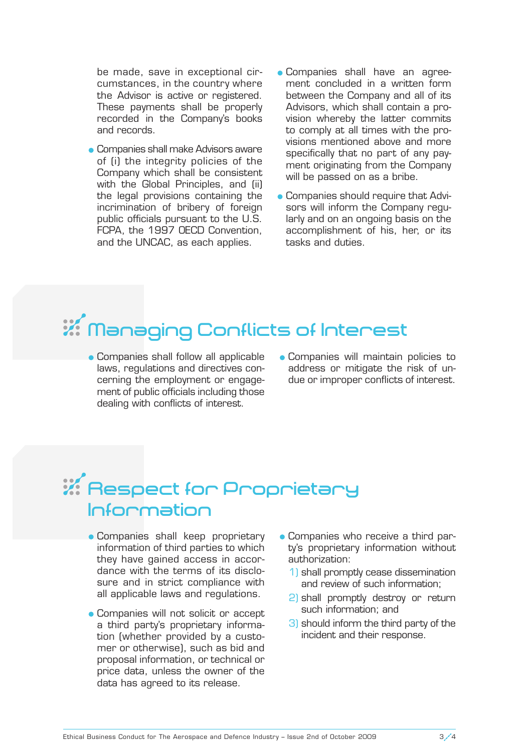be made, save in exceptional circumstances, in the country where the Advisor is active or registered. These payments shall be properly recorded in the Company's books and records.

- Companies shall make Advisors aware of (i) the integrity policies of the Company which shall be consistent with the Global Principles, and (ii) the legal provisions containing the incrimination of bribery of foreign public officials pursuant to the U.S. FCPA, the 1997 OECD Convention, and the UNCAC, as each applies.
- Companies shall have an agreement concluded in a written form between the Company and all of its Advisors, which shall contain a provision whereby the latter commits to comply at all times with the provisions mentioned above and more specifically that no part of any payment originating from the Company will be passed on as a bribe.
- Companies should require that Advisors will inform the Company regularly and on an ongoing basis on the accomplishment of his, her, or its tasks and duties.

## Managing Conflicts of Interest

- Companies shall follow all applicable laws, regulations and directives concerning the employment or engagement of public officials including those dealing with conflicts of interest.
- Companies will maintain policies to address or mitigate the risk of undue or improper conflicts of interest.

## Respect for Proprietary Information

- Companies shall keep proprietary information of third parties to which they have gained access in accordance with the terms of its disclosure and in strict compliance with all applicable laws and regulations.
- Companies will not solicit or accept a third party's proprietary information (whether provided by a customer or otherwise), such as bid and proposal information, or technical or price data, unless the owner of the data has agreed to its release.
- Companies who receive a third party's proprietary information without authorization:
  1) shall promptly cease dissemination and review of such information;
  2) shall promptly destroy or return such information; and
  3) should inform the third party of the incident and their response.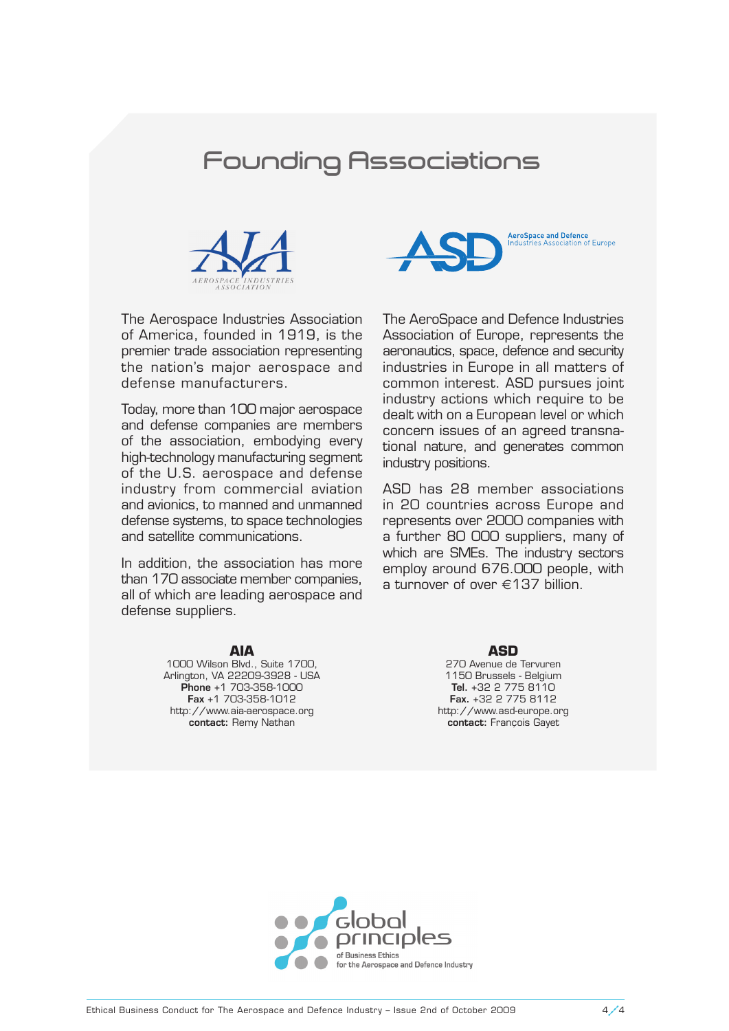# Founding Associations

The Aerospace Industries Association of America, founded in 1919, is the premier trade association representing the nation's major aerospace and defense manufacturers.

Today, more than 100 major aerospace and defense companies are members of the association, embodying every high-technology manufacturing segment of the U.S. aerospace and defense industry from commercial aviation and avionics, to manned and unmanned defense systems, to space technologies and satellite communications.

In addition, the association has more than 170 associate member companies, all of which are leading aerospace and defense suppliers.

The AeroSpace and Defence Industries Association of Europe, represents the aeronautics, space, defence and security industries in Europe in all matters of common interest. ASD pursues joint industry actions which require to be dealt with on a European level or which concern issues of an agreed transnational nature, and generates common industry positions.

ASD has 28 member associations in 20 countries across Europe and represents over 2000 companies with a further 80 000 suppliers, many of which are SMEs. The industry sectors employ around 676.000 people, with a turnover of over €137 billion.

**AIA**
1000 Wilson Blvd., Suite 1700,
Arlington, VA 22209-3928 - USA
**Phone** +1 703-358-1000
**Fax** +1 703-358-1012
http://www.aia-aerospace.org
**contact:** Remy Nathan

**ASD**
270 Avenue de Tervuren
1150 Brussels - Belgium
**Tel.** +32 2 775 8110
**Fax.** +32 2 775 8112
http://www.asd-europe.org
**contact:** François Gayet

global principles
of Business Ethics
for the Aerospace and Defence Industry